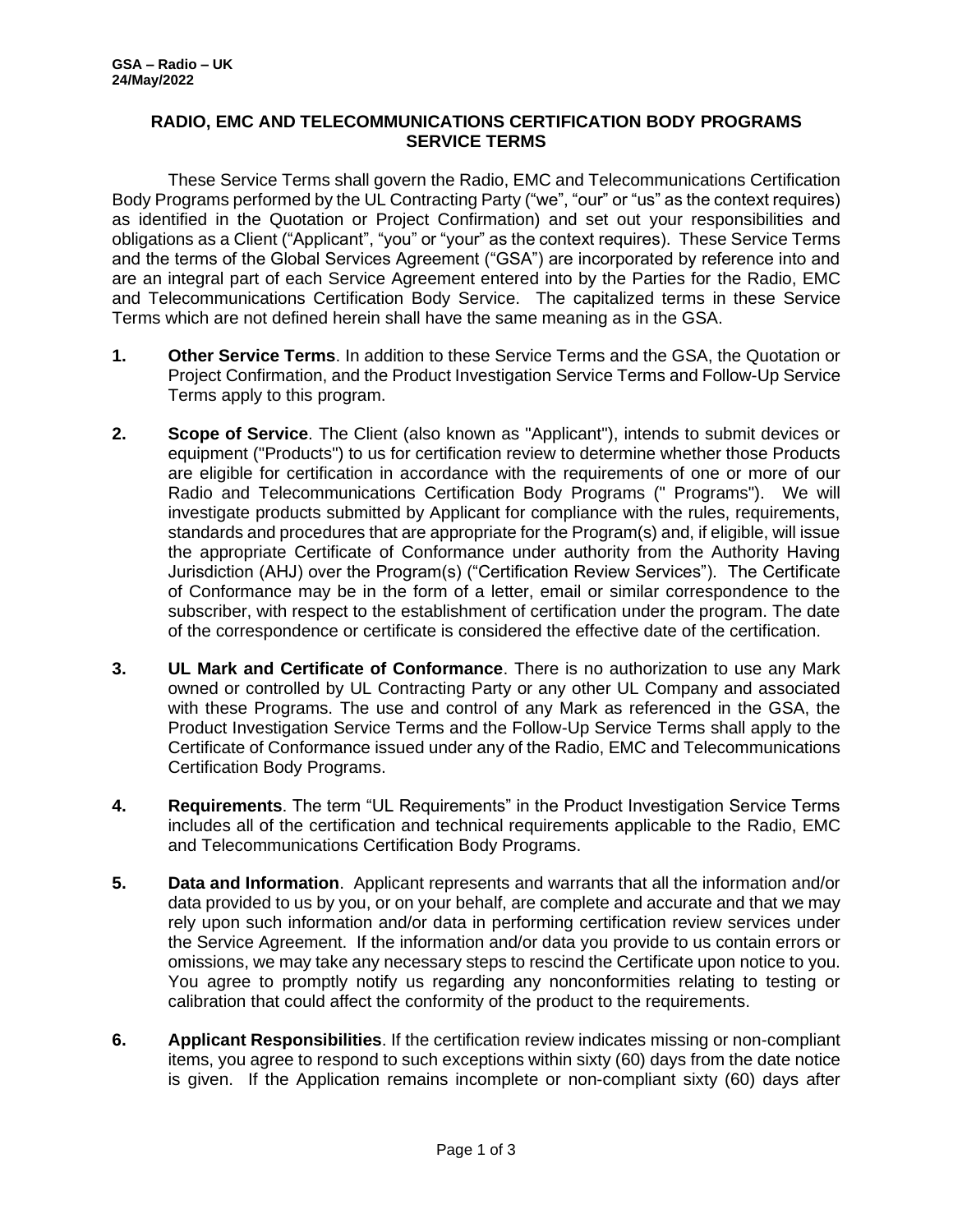**GSA – Radio – UK**
**24/May/2022**

# RADIO, EMC AND TELECOMMUNICATIONS CERTIFICATION BODY PROGRAMS SERVICE TERMS

These Service Terms shall govern the Radio, EMC and Telecommunications Certification Body Programs performed by the UL Contracting Party ("we", "our" or "us" as the context requires) as identified in the Quotation or Project Confirmation) and set out your responsibilities and obligations as a Client ("Applicant", "you" or "your" as the context requires). These Service Terms and the terms of the Global Services Agreement ("GSA") are incorporated by reference into and are an integral part of each Service Agreement entered into by the Parties for the Radio, EMC and Telecommunications Certification Body Service. The capitalized terms in these Service Terms which are not defined herein shall have the same meaning as in the GSA.

1. **Other Service Terms**. In addition to these Service Terms and the GSA, the Quotation or Project Confirmation, and the Product Investigation Service Terms and Follow-Up Service Terms apply to this program.

2. **Scope of Service**. The Client (also known as "Applicant"), intends to submit devices or equipment ("Products") to us for certification review to determine whether those Products are eligible for certification in accordance with the requirements of one or more of our Radio and Telecommunications Certification Body Programs (" Programs"). We will investigate products submitted by Applicant for compliance with the rules, requirements, standards and procedures that are appropriate for the Program(s) and, if eligible, will issue the appropriate Certificate of Conformance under authority from the Authority Having Jurisdiction (AHJ) over the Program(s) ("Certification Review Services"). The Certificate of Conformance may be in the form of a letter, email or similar correspondence to the subscriber, with respect to the establishment of certification under the program. The date of the correspondence or certificate is considered the effective date of the certification.

3. **UL Mark and Certificate of Conformance**. There is no authorization to use any Mark owned or controlled by UL Contracting Party or any other UL Company and associated with these Programs. The use and control of any Mark as referenced in the GSA, the Product Investigation Service Terms and the Follow-Up Service Terms shall apply to the Certificate of Conformance issued under any of the Radio, EMC and Telecommunications Certification Body Programs.

4. **Requirements**. The term "UL Requirements" in the Product Investigation Service Terms includes all of the certification and technical requirements applicable to the Radio, EMC and Telecommunications Certification Body Programs.

5. **Data and Information**. Applicant represents and warrants that all the information and/or data provided to us by you, or on your behalf, are complete and accurate and that we may rely upon such information and/or data in performing certification review services under the Service Agreement. If the information and/or data you provide to us contain errors or omissions, we may take any necessary steps to rescind the Certificate upon notice to you. You agree to promptly notify us regarding any nonconformities relating to testing or calibration that could affect the conformity of the product to the requirements.

6. **Applicant Responsibilities**. If the certification review indicates missing or non-compliant items, you agree to respond to such exceptions within sixty (60) days from the date notice is given. If the Application remains incomplete or non-compliant sixty (60) days after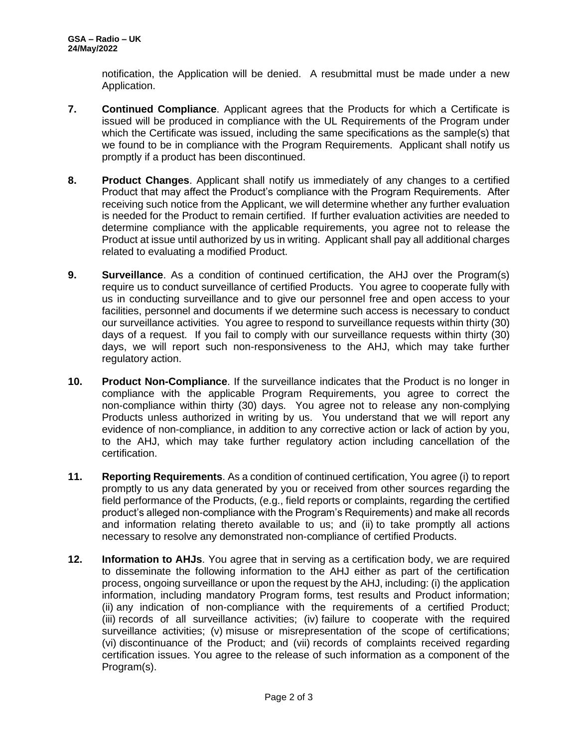notification, the Application will be denied. A resubmittal must be made under a new Application.

**7.** **Continued Compliance**. Applicant agrees that the Products for which a Certificate is issued will be produced in compliance with the UL Requirements of the Program under which the Certificate was issued, including the same specifications as the sample(s) that we found to be in compliance with the Program Requirements. Applicant shall notify us promptly if a product has been discontinued.

**8.** **Product Changes**. Applicant shall notify us immediately of any changes to a certified Product that may affect the Product's compliance with the Program Requirements. After receiving such notice from the Applicant, we will determine whether any further evaluation is needed for the Product to remain certified. If further evaluation activities are needed to determine compliance with the applicable requirements, you agree not to release the Product at issue until authorized by us in writing. Applicant shall pay all additional charges related to evaluating a modified Product.

**9.** **Surveillance**. As a condition of continued certification, the AHJ over the Program(s) require us to conduct surveillance of certified Products. You agree to cooperate fully with us in conducting surveillance and to give our personnel free and open access to your facilities, personnel and documents if we determine such access is necessary to conduct our surveillance activities. You agree to respond to surveillance requests within thirty (30) days of a request. If you fail to comply with our surveillance requests within thirty (30) days, we will report such non-responsiveness to the AHJ, which may take further regulatory action.

**10.** **Product Non-Compliance**. If the surveillance indicates that the Product is no longer in compliance with the applicable Program Requirements, you agree to correct the non-compliance within thirty (30) days. You agree not to release any non-complying Products unless authorized in writing by us. You understand that we will report any evidence of non-compliance, in addition to any corrective action or lack of action by you, to the AHJ, which may take further regulatory action including cancellation of the certification.

**11.** **Reporting Requirements**. As a condition of continued certification, You agree (i) to report promptly to us any data generated by you or received from other sources regarding the field performance of the Products, (e.g., field reports or complaints, regarding the certified product's alleged non-compliance with the Program's Requirements) and make all records and information relating thereto available to us; and (ii) to take promptly all actions necessary to resolve any demonstrated non-compliance of certified Products.

**12.** **Information to AHJs**. You agree that in serving as a certification body, we are required to disseminate the following information to the AHJ either as part of the certification process, ongoing surveillance or upon the request by the AHJ, including: (i) the application information, including mandatory Program forms, test results and Product information; (ii) any indication of non-compliance with the requirements of a certified Product; (iii) records of all surveillance activities; (iv) failure to cooperate with the required surveillance activities; (v) misuse or misrepresentation of the scope of certifications; (vi) discontinuance of the Product; and (vii) records of complaints received regarding certification issues. You agree to the release of such information as a component of the Program(s).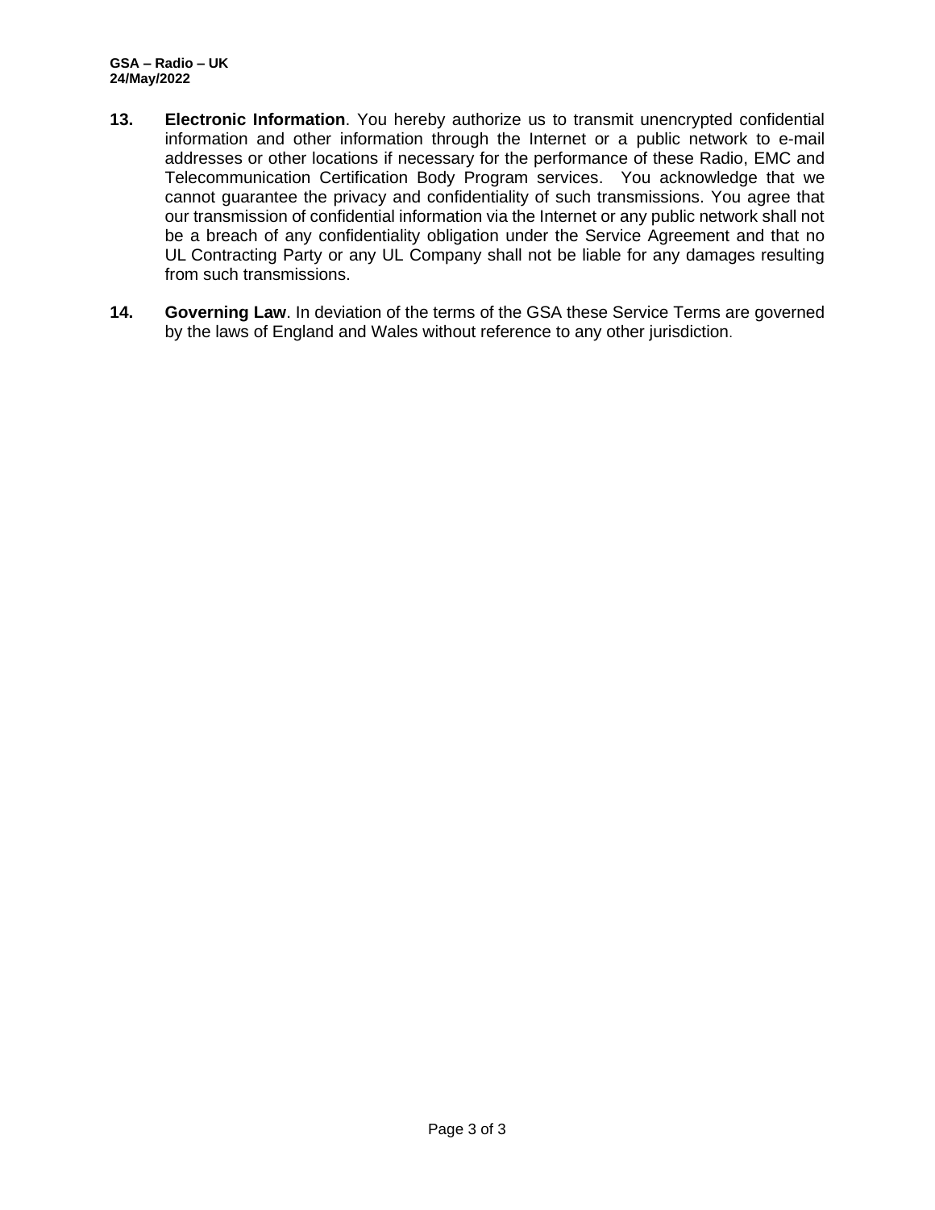**13.** **Electronic Information**. You hereby authorize us to transmit unencrypted confidential information and other information through the Internet or a public network to e-mail addresses or other locations if necessary for the performance of these Radio, EMC and Telecommunication Certification Body Program services. You acknowledge that we cannot guarantee the privacy and confidentiality of such transmissions. You agree that our transmission of confidential information via the Internet or any public network shall not be a breach of any confidentiality obligation under the Service Agreement and that no UL Contracting Party or any UL Company shall not be liable for any damages resulting from such transmissions.

**14.** **Governing Law**. In deviation of the terms of the GSA these Service Terms are governed by the laws of England and Wales without reference to any other jurisdiction.